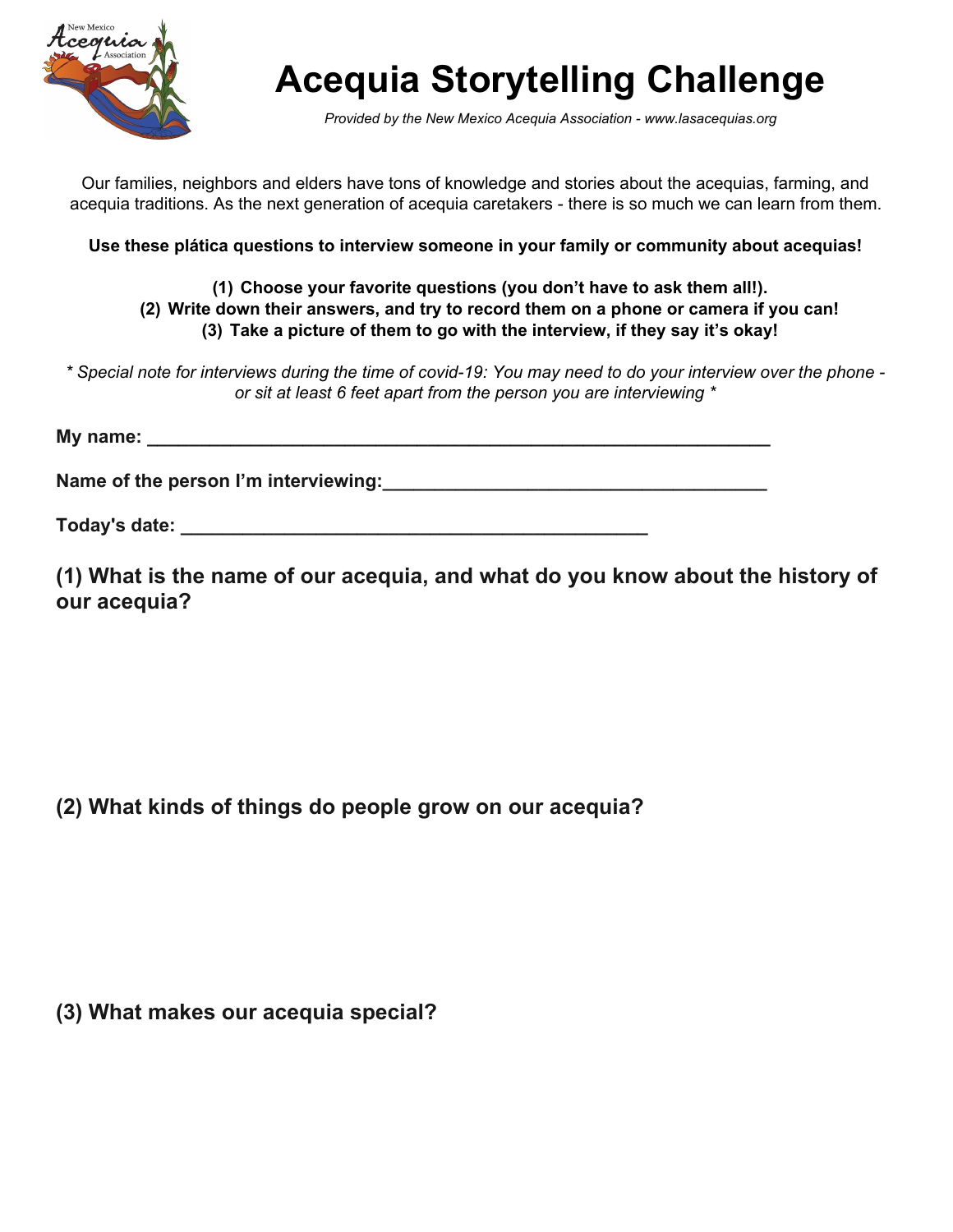# Acequia Storytelling Challenge

*Provided by the New Mexico Acequia Association - www.lasacequias.org*

Our families, neighbors and elders have tons of knowledge and stories about the acequias, farming, and acequia traditions. As the next generation of acequia caretakers - there is so much we can learn from them.

**Use these plática questions to interview someone in your family or community about acequias!**

1. **Choose your favorite questions (you don't have to ask them all!).**
2. **Write down their answers, and try to record them on a phone or camera if you can!**
3. **Take a picture of them to go with the interview, if they say it's okay!**

*\* Special note for interviews during the time of covid-19: You may need to do your interview over the phone - or sit at least 6 feet apart from the person you are interviewing \**

**My name:** ____________________________________________________________

**Name of the person I'm interviewing:**_____________________________________

**Today's date:** ____________________________________________

## (1) What is the name of our acequia, and what do you know about the history of our acequia?

## (2) What kinds of things do people grow on our acequia?

## (3) What makes our acequia special?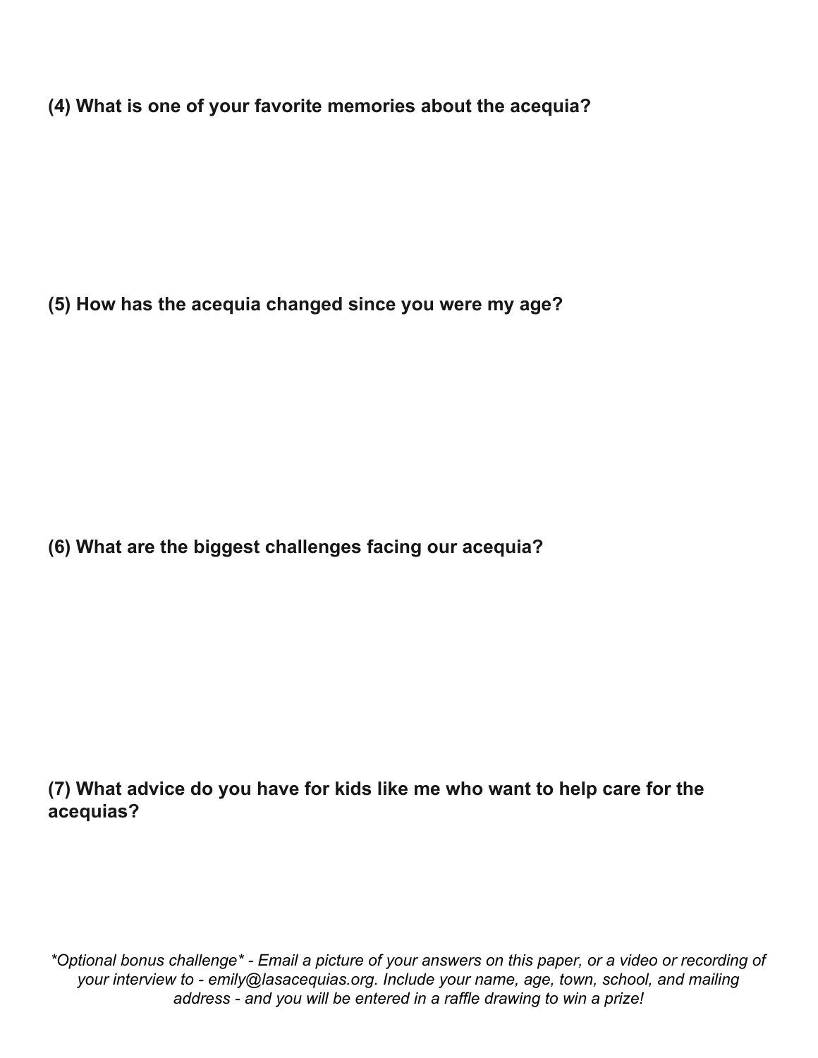**(4) What is one of your favorite memories about the acequia?**

**(5) How has the acequia changed since you were my age?**

**(6) What are the biggest challenges facing our acequia?**

**(7) What advice do you have for kids like me who want to help care for the acequias?**

*\*Optional bonus challenge\* - Email a picture of your answers on this paper, or a video or recording of your interview to - emily@lasacequias.org. Include your name, age, town, school, and mailing address - and you will be entered in a raffle drawing to win a prize!*